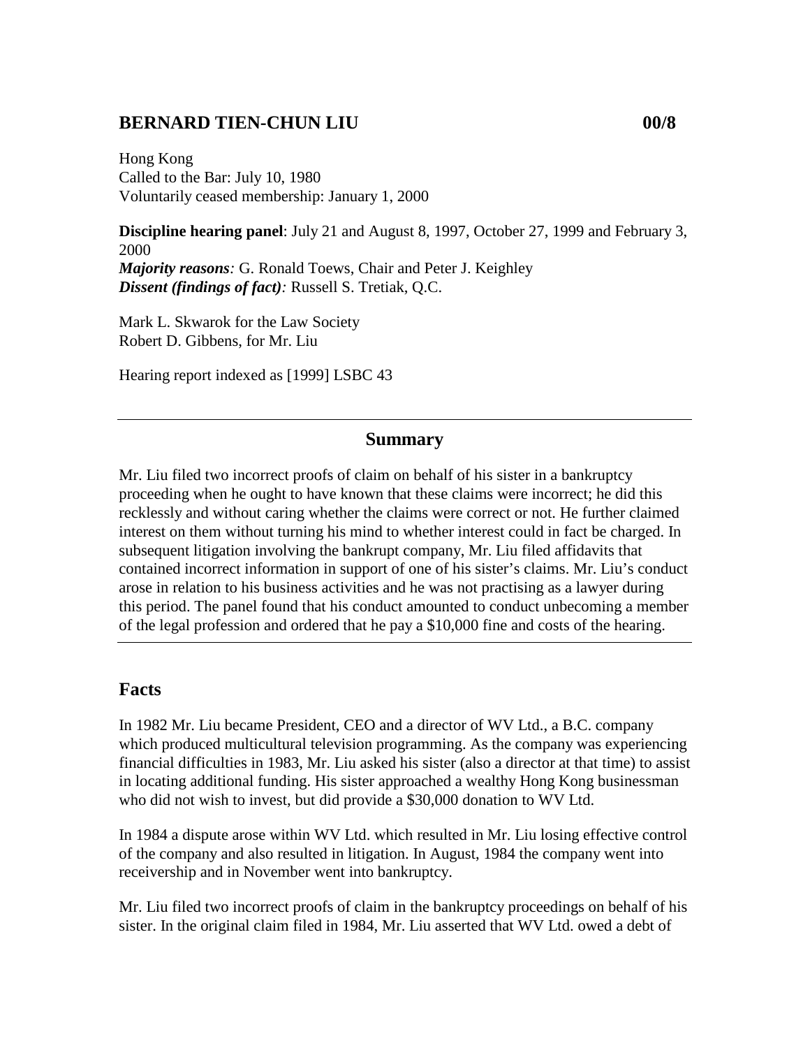## BERNARD TIEN-CHUN LIU 00/8

Hong Kong
Called to the Bar: July 10, 1980
Voluntarily ceased membership: January 1, 2000

**Discipline hearing panel**: July 21 and August 8, 1997, October 27, 1999 and February 3, 2000
***Majority reasons:*** G. Ronald Toews, Chair and Peter J. Keighley
***Dissent (findings of fact):*** Russell S. Tretiak, Q.C.

Mark L. Skwarok for the Law Society
Robert D. Gibbens, for Mr. Liu

Hearing report indexed as [1999] LSBC 43

---

### Summary

Mr. Liu filed two incorrect proofs of claim on behalf of his sister in a bankruptcy proceeding when he ought to have known that these claims were incorrect; he did this recklessly and without caring whether the claims were correct or not. He further claimed interest on them without turning his mind to whether interest could in fact be charged. In subsequent litigation involving the bankrupt company, Mr. Liu filed affidavits that contained incorrect information in support of one of his sister's claims. Mr. Liu's conduct arose in relation to his business activities and he was not practising as a lawyer during this period. The panel found that his conduct amounted to conduct unbecoming a member of the legal profession and ordered that he pay a $10,000 fine and costs of the hearing.

---

## Facts

In 1982 Mr. Liu became President, CEO and a director of WV Ltd., a B.C. company which produced multicultural television programming. As the company was experiencing financial difficulties in 1983, Mr. Liu asked his sister (also a director at that time) to assist in locating additional funding. His sister approached a wealthy Hong Kong businessman who did not wish to invest, but did provide a $30,000 donation to WV Ltd.

In 1984 a dispute arose within WV Ltd. which resulted in Mr. Liu losing effective control of the company and also resulted in litigation. In August, 1984 the company went into receivership and in November went into bankruptcy.

Mr. Liu filed two incorrect proofs of claim in the bankruptcy proceedings on behalf of his sister. In the original claim filed in 1984, Mr. Liu asserted that WV Ltd. owed a debt of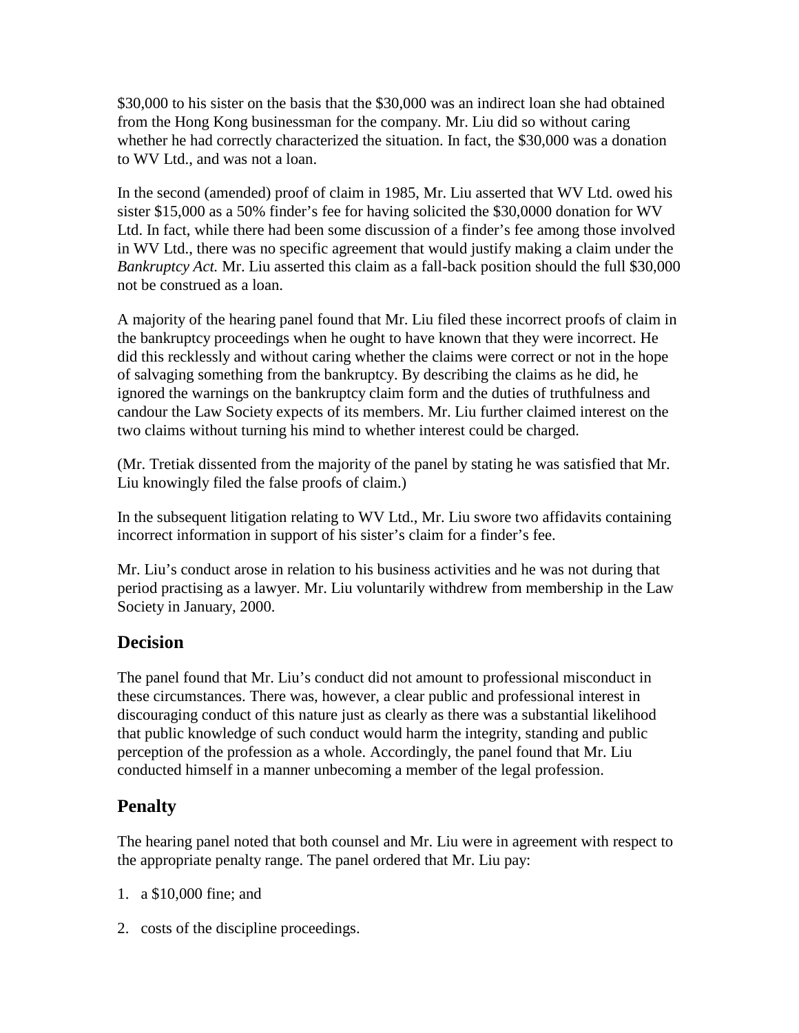$30,000 to his sister on the basis that the $30,000 was an indirect loan she had obtained from the Hong Kong businessman for the company. Mr. Liu did so without caring whether he had correctly characterized the situation. In fact, the $30,000 was a donation to WV Ltd., and was not a loan.

In the second (amended) proof of claim in 1985, Mr. Liu asserted that WV Ltd. owed his sister $15,000 as a 50% finder's fee for having solicited the $30,0000 donation for WV Ltd. In fact, while there had been some discussion of a finder's fee among those involved in WV Ltd., there was no specific agreement that would justify making a claim under the *Bankruptcy Act.* Mr. Liu asserted this claim as a fall-back position should the full $30,000 not be construed as a loan.

A majority of the hearing panel found that Mr. Liu filed these incorrect proofs of claim in the bankruptcy proceedings when he ought to have known that they were incorrect. He did this recklessly and without caring whether the claims were correct or not in the hope of salvaging something from the bankruptcy. By describing the claims as he did, he ignored the warnings on the bankruptcy claim form and the duties of truthfulness and candour the Law Society expects of its members. Mr. Liu further claimed interest on the two claims without turning his mind to whether interest could be charged.

(Mr. Tretiak dissented from the majority of the panel by stating he was satisfied that Mr. Liu knowingly filed the false proofs of claim.)

In the subsequent litigation relating to WV Ltd., Mr. Liu swore two affidavits containing incorrect information in support of his sister's claim for a finder's fee.

Mr. Liu's conduct arose in relation to his business activities and he was not during that period practising as a lawyer. Mr. Liu voluntarily withdrew from membership in the Law Society in January, 2000.

## Decision

The panel found that Mr. Liu's conduct did not amount to professional misconduct in these circumstances. There was, however, a clear public and professional interest in discouraging conduct of this nature just as clearly as there was a substantial likelihood that public knowledge of such conduct would harm the integrity, standing and public perception of the profession as a whole. Accordingly, the panel found that Mr. Liu conducted himself in a manner unbecoming a member of the legal profession.

## Penalty

The hearing panel noted that both counsel and Mr. Liu were in agreement with respect to the appropriate penalty range. The panel ordered that Mr. Liu pay:

1. a $10,000 fine; and
2. costs of the discipline proceedings.